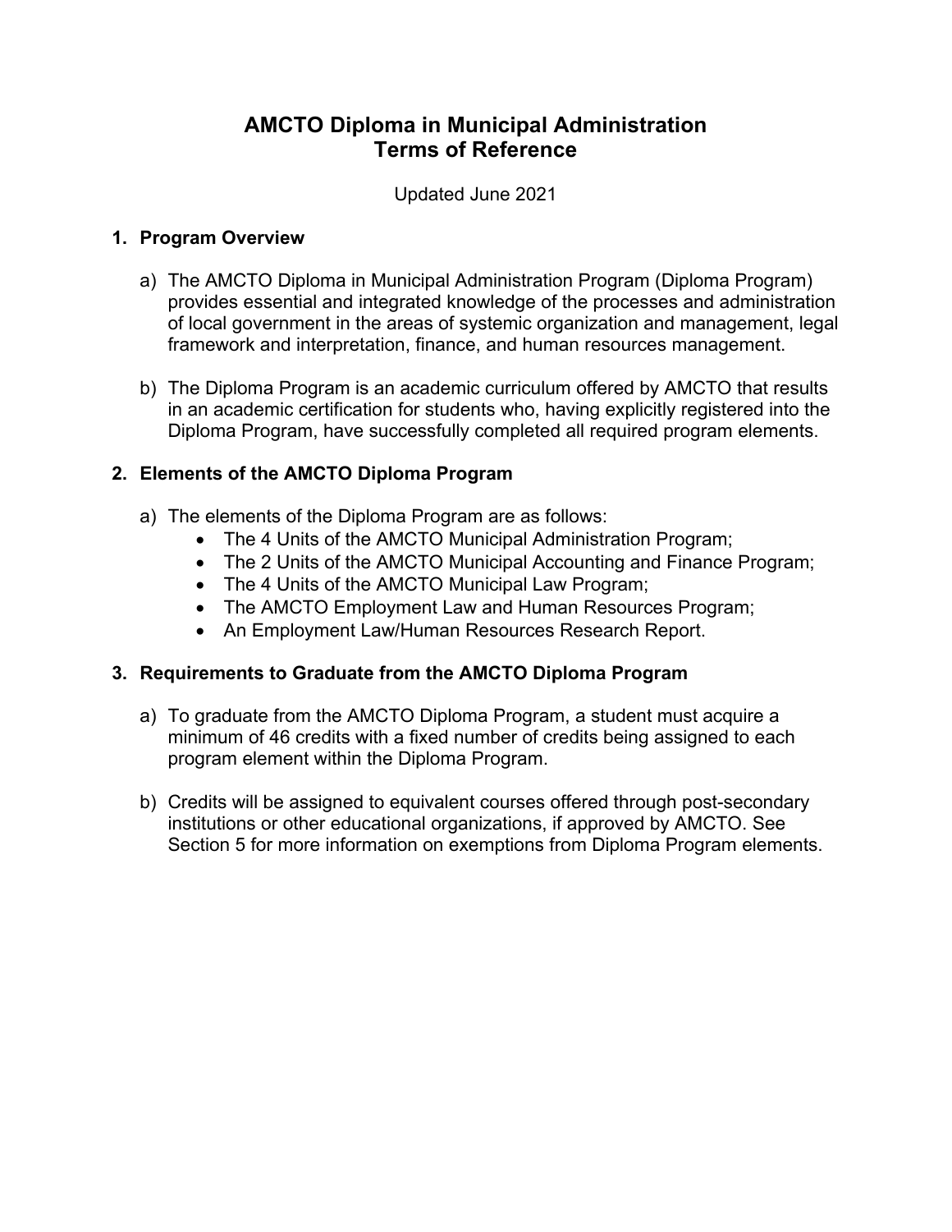# AMCTO Diploma in Municipal Administration
# Terms of Reference

Updated June 2021

## 1. Program Overview

a) The AMCTO Diploma in Municipal Administration Program (Diploma Program) provides essential and integrated knowledge of the processes and administration of local government in the areas of systemic organization and management, legal framework and interpretation, finance, and human resources management.

b) The Diploma Program is an academic curriculum offered by AMCTO that results in an academic certification for students who, having explicitly registered into the Diploma Program, have successfully completed all required program elements.

## 2. Elements of the AMCTO Diploma Program

a) The elements of the Diploma Program are as follows:
- The 4 Units of the AMCTO Municipal Administration Program;
- The 2 Units of the AMCTO Municipal Accounting and Finance Program;
- The 4 Units of the AMCTO Municipal Law Program;
- The AMCTO Employment Law and Human Resources Program;
- An Employment Law/Human Resources Research Report.

## 3. Requirements to Graduate from the AMCTO Diploma Program

a) To graduate from the AMCTO Diploma Program, a student must acquire a minimum of 46 credits with a fixed number of credits being assigned to each program element within the Diploma Program.

b) Credits will be assigned to equivalent courses offered through post-secondary institutions or other educational organizations, if approved by AMCTO. See Section 5 for more information on exemptions from Diploma Program elements.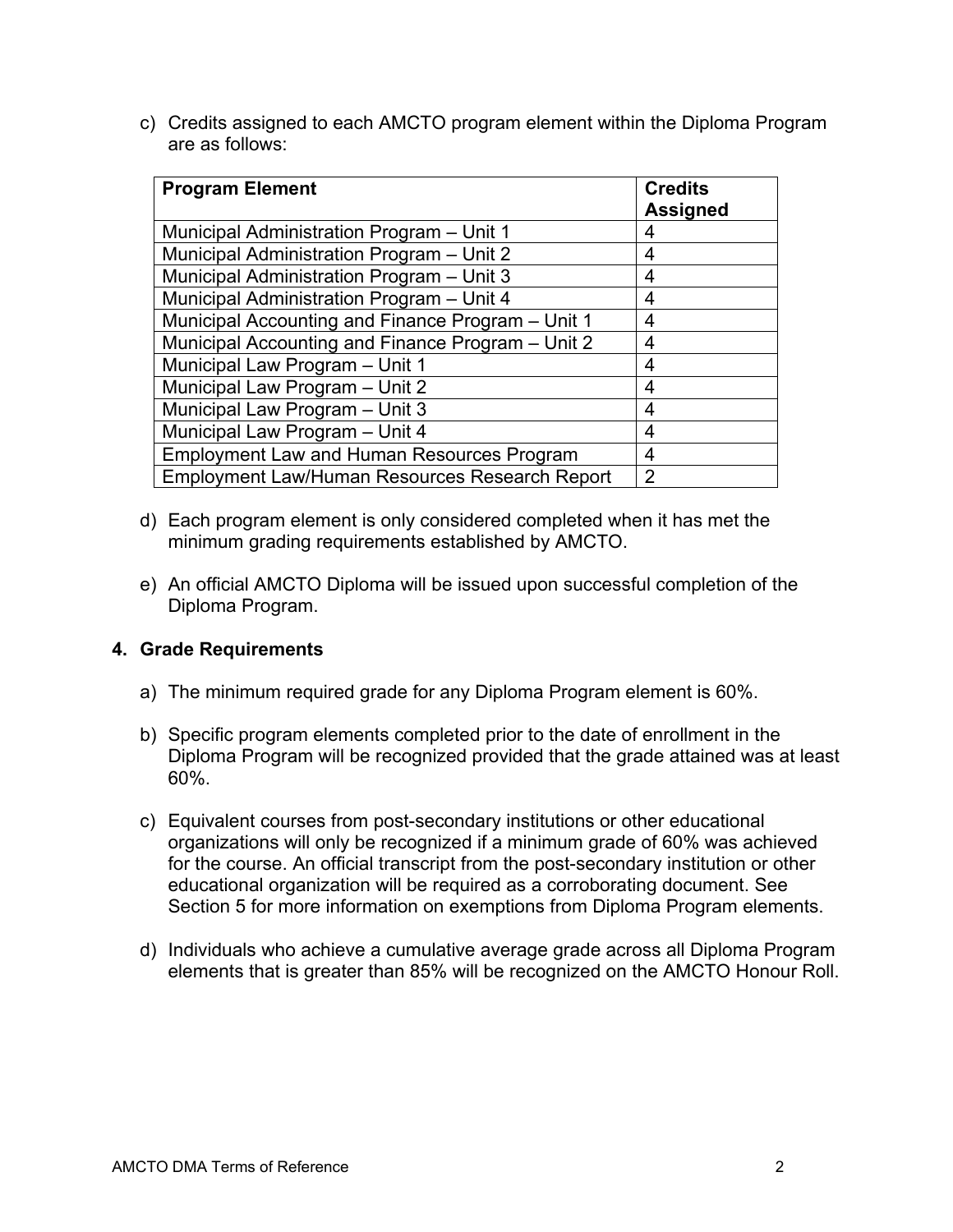c) Credits assigned to each AMCTO program element within the Diploma Program are as follows:

| Program Element | Credits Assigned |
| --- | --- |
| Municipal Administration Program – Unit 1 | 4 |
| Municipal Administration Program – Unit 2 | 4 |
| Municipal Administration Program – Unit 3 | 4 |
| Municipal Administration Program – Unit 4 | 4 |
| Municipal Accounting and Finance Program – Unit 1 | 4 |
| Municipal Accounting and Finance Program – Unit 2 | 4 |
| Municipal Law Program – Unit 1 | 4 |
| Municipal Law Program – Unit 2 | 4 |
| Municipal Law Program – Unit 3 | 4 |
| Municipal Law Program – Unit 4 | 4 |
| Employment Law and Human Resources Program | 4 |
| Employment Law/Human Resources Research Report | 2 |

d) Each program element is only considered completed when it has met the minimum grading requirements established by AMCTO.

e) An official AMCTO Diploma will be issued upon successful completion of the Diploma Program.

## 4. Grade Requirements

a) The minimum required grade for any Diploma Program element is 60%.

b) Specific program elements completed prior to the date of enrollment in the Diploma Program will be recognized provided that the grade attained was at least 60%.

c) Equivalent courses from post-secondary institutions or other educational organizations will only be recognized if a minimum grade of 60% was achieved for the course. An official transcript from the post-secondary institution or other educational organization will be required as a corroborating document. See Section 5 for more information on exemptions from Diploma Program elements.

d) Individuals who achieve a cumulative average grade across all Diploma Program elements that is greater than 85% will be recognized on the AMCTO Honour Roll.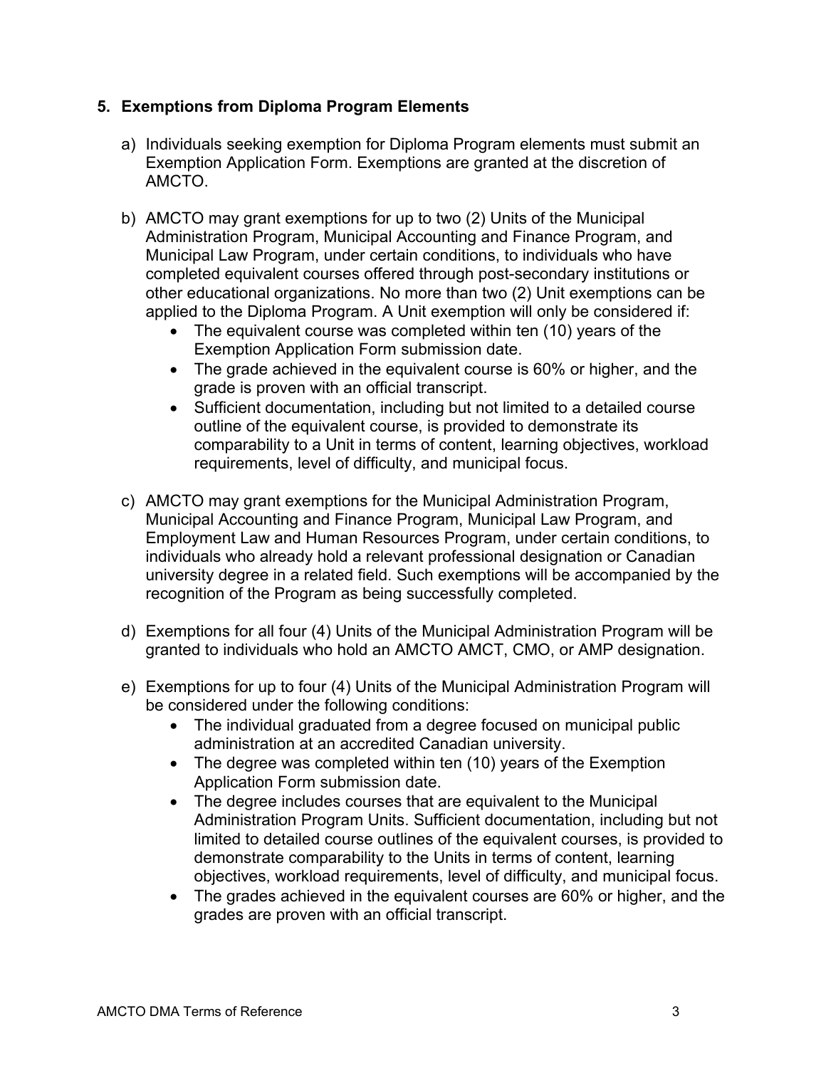## 5. Exemptions from Diploma Program Elements

a) Individuals seeking exemption for Diploma Program elements must submit an Exemption Application Form. Exemptions are granted at the discretion of AMCTO.

b) AMCTO may grant exemptions for up to two (2) Units of the Municipal Administration Program, Municipal Accounting and Finance Program, and Municipal Law Program, under certain conditions, to individuals who have completed equivalent courses offered through post-secondary institutions or other educational organizations. No more than two (2) Unit exemptions can be applied to the Diploma Program. A Unit exemption will only be considered if:
   - The equivalent course was completed within ten (10) years of the Exemption Application Form submission date.
   - The grade achieved in the equivalent course is 60% or higher, and the grade is proven with an official transcript.
   - Sufficient documentation, including but not limited to a detailed course outline of the equivalent course, is provided to demonstrate its comparability to a Unit in terms of content, learning objectives, workload requirements, level of difficulty, and municipal focus.

c) AMCTO may grant exemptions for the Municipal Administration Program, Municipal Accounting and Finance Program, Municipal Law Program, and Employment Law and Human Resources Program, under certain conditions, to individuals who already hold a relevant professional designation or Canadian university degree in a related field. Such exemptions will be accompanied by the recognition of the Program as being successfully completed.

d) Exemptions for all four (4) Units of the Municipal Administration Program will be granted to individuals who hold an AMCTO AMCT, CMO, or AMP designation.

e) Exemptions for up to four (4) Units of the Municipal Administration Program will be considered under the following conditions:
   - The individual graduated from a degree focused on municipal public administration at an accredited Canadian university.
   - The degree was completed within ten (10) years of the Exemption Application Form submission date.
   - The degree includes courses that are equivalent to the Municipal Administration Program Units. Sufficient documentation, including but not limited to detailed course outlines of the equivalent courses, is provided to demonstrate comparability to the Units in terms of content, learning objectives, workload requirements, level of difficulty, and municipal focus.
   - The grades achieved in the equivalent courses are 60% or higher, and the grades are proven with an official transcript.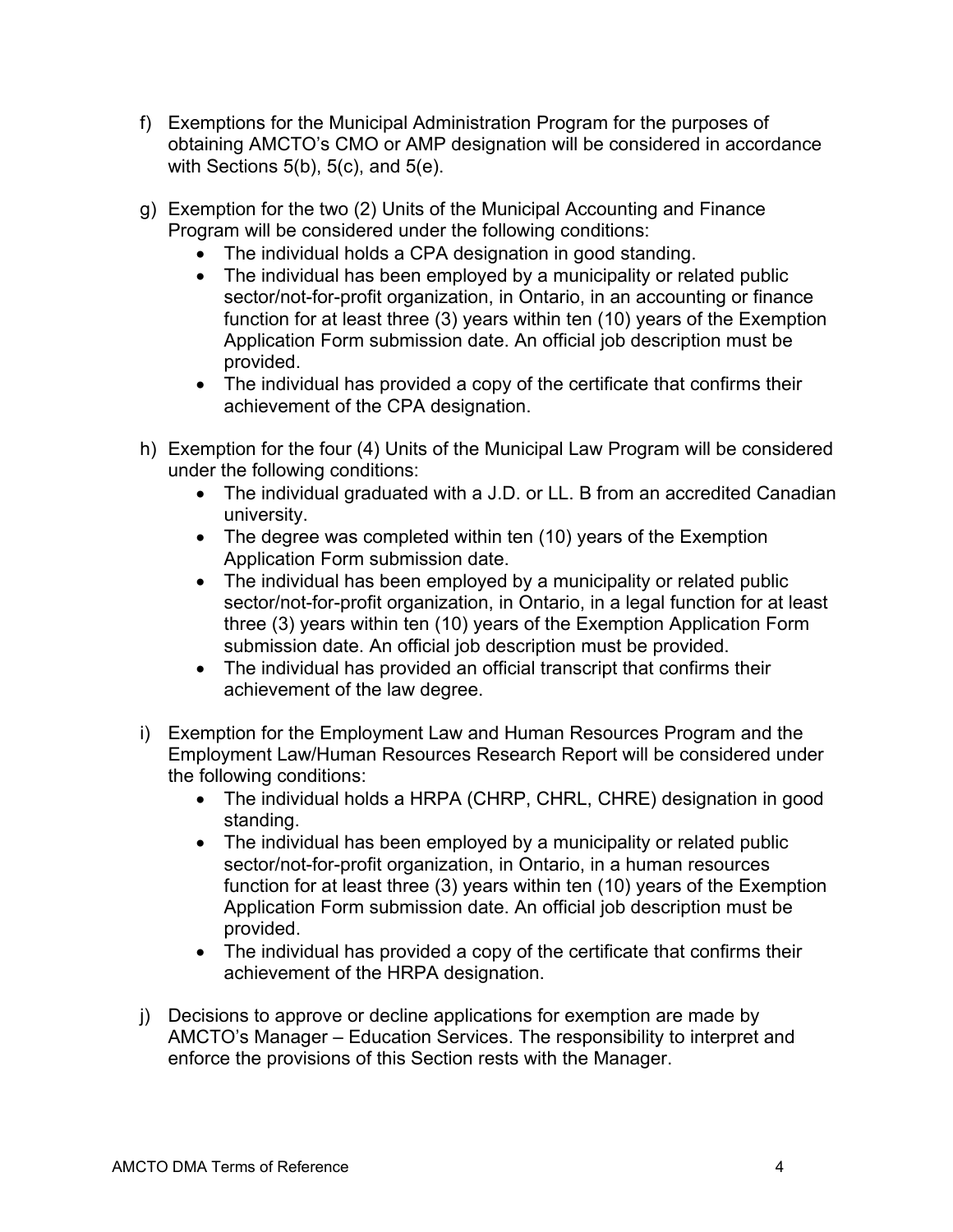f) Exemptions for the Municipal Administration Program for the purposes of obtaining AMCTO's CMO or AMP designation will be considered in accordance with Sections 5(b), 5(c), and 5(e).

g) Exemption for the two (2) Units of the Municipal Accounting and Finance Program will be considered under the following conditions:
   - The individual holds a CPA designation in good standing.
   - The individual has been employed by a municipality or related public sector/not-for-profit organization, in Ontario, in an accounting or finance function for at least three (3) years within ten (10) years of the Exemption Application Form submission date. An official job description must be provided.
   - The individual has provided a copy of the certificate that confirms their achievement of the CPA designation.

h) Exemption for the four (4) Units of the Municipal Law Program will be considered under the following conditions:
   - The individual graduated with a J.D. or LL. B from an accredited Canadian university.
   - The degree was completed within ten (10) years of the Exemption Application Form submission date.
   - The individual has been employed by a municipality or related public sector/not-for-profit organization, in Ontario, in a legal function for at least three (3) years within ten (10) years of the Exemption Application Form submission date. An official job description must be provided.
   - The individual has provided an official transcript that confirms their achievement of the law degree.

i) Exemption for the Employment Law and Human Resources Program and the Employment Law/Human Resources Research Report will be considered under the following conditions:
   - The individual holds a HRPA (CHRP, CHRL, CHRE) designation in good standing.
   - The individual has been employed by a municipality or related public sector/not-for-profit organization, in Ontario, in a human resources function for at least three (3) years within ten (10) years of the Exemption Application Form submission date. An official job description must be provided.
   - The individual has provided a copy of the certificate that confirms their achievement of the HRPA designation.

j) Decisions to approve or decline applications for exemption are made by AMCTO's Manager – Education Services. The responsibility to interpret and enforce the provisions of this Section rests with the Manager.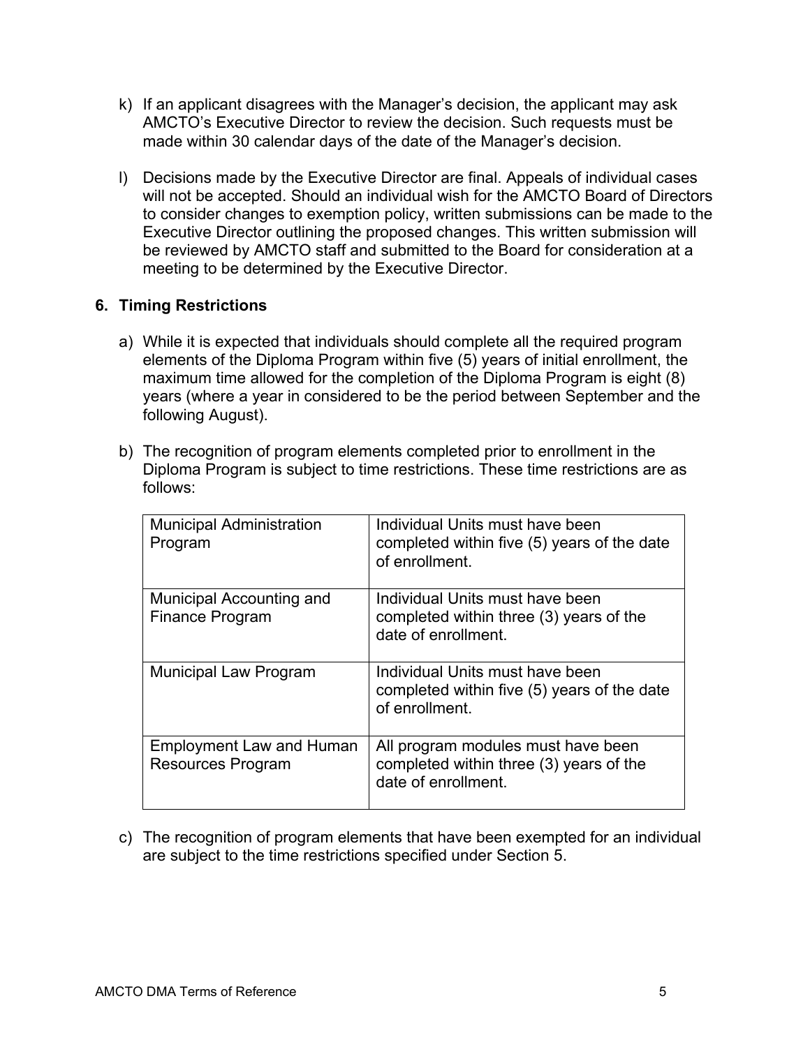k) If an applicant disagrees with the Manager's decision, the applicant may ask AMCTO's Executive Director to review the decision. Such requests must be made within 30 calendar days of the date of the Manager's decision.

l) Decisions made by the Executive Director are final. Appeals of individual cases will not be accepted. Should an individual wish for the AMCTO Board of Directors to consider changes to exemption policy, written submissions can be made to the Executive Director outlining the proposed changes. This written submission will be reviewed by AMCTO staff and submitted to the Board for consideration at a meeting to be determined by the Executive Director.

## 6. Timing Restrictions

a) While it is expected that individuals should complete all the required program elements of the Diploma Program within five (5) years of initial enrollment, the maximum time allowed for the completion of the Diploma Program is eight (8) years (where a year in considered to be the period between September and the following August).

b) The recognition of program elements completed prior to enrollment in the Diploma Program is subject to time restrictions. These time restrictions are as follows:

| Program | Time Restriction |
|---|---|
| Municipal Administration Program | Individual Units must have been completed within five (5) years of the date of enrollment. |
| Municipal Accounting and Finance Program | Individual Units must have been completed within three (3) years of the date of enrollment. |
| Municipal Law Program | Individual Units must have been completed within five (5) years of the date of enrollment. |
| Employment Law and Human Resources Program | All program modules must have been completed within three (3) years of the date of enrollment. |

c) The recognition of program elements that have been exempted for an individual are subject to the time restrictions specified under Section 5.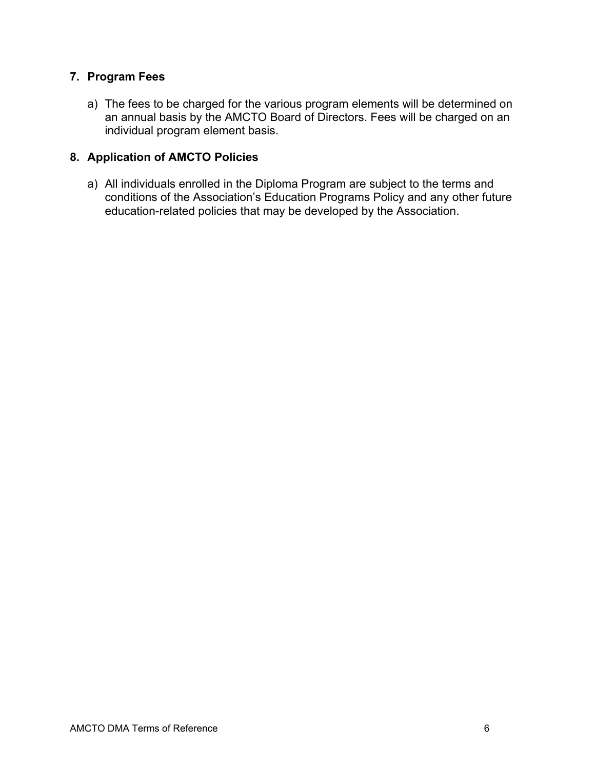## 7. Program Fees

a) The fees to be charged for the various program elements will be determined on an annual basis by the AMCTO Board of Directors. Fees will be charged on an individual program element basis.

## 8. Application of AMCTO Policies

a) All individuals enrolled in the Diploma Program are subject to the terms and conditions of the Association's Education Programs Policy and any other future education-related policies that may be developed by the Association.